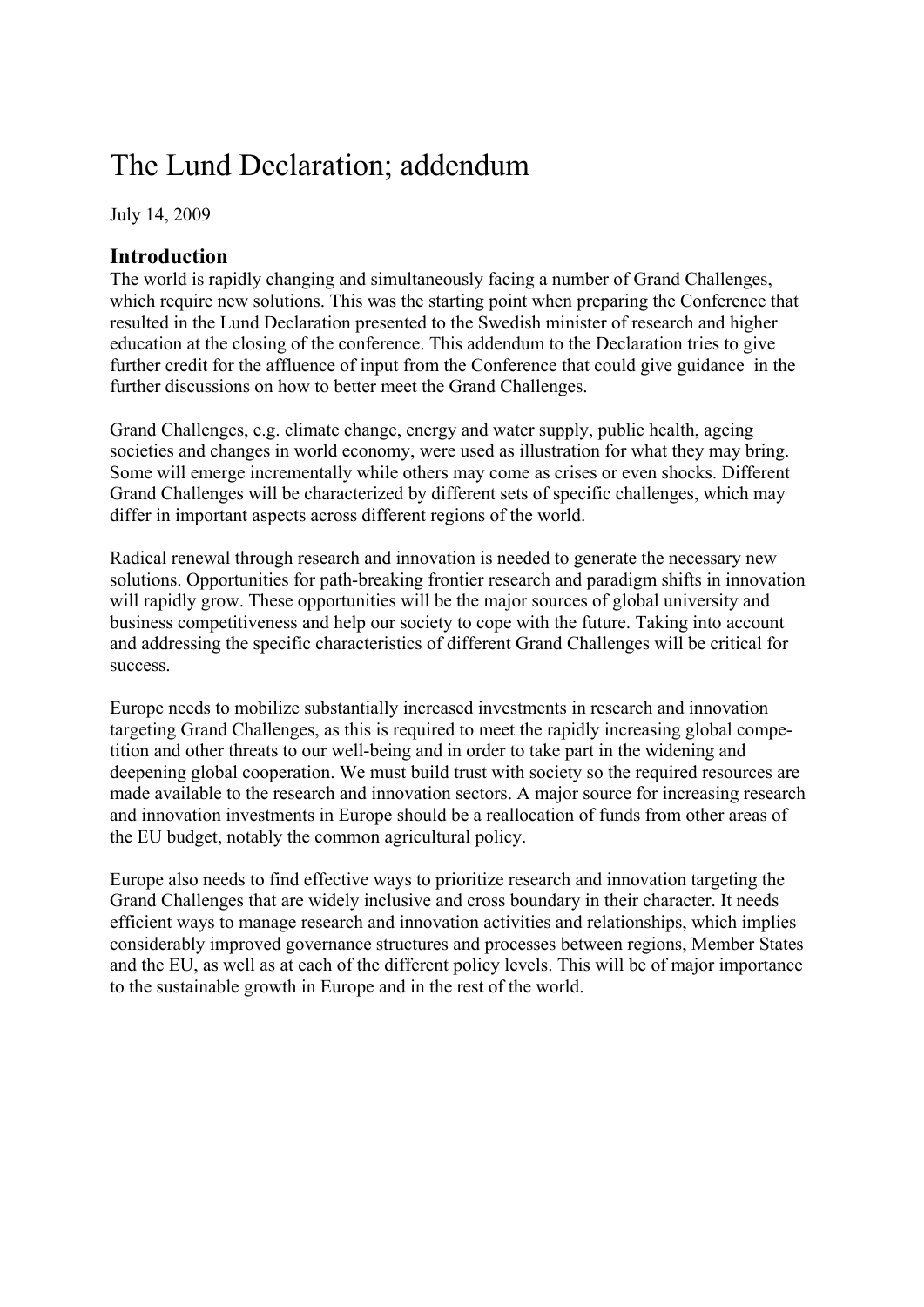# The Lund Declaration; addendum

July 14, 2009

## Introduction

The world is rapidly changing and simultaneously facing a number of Grand Challenges, which require new solutions. This was the starting point when preparing the Conference that resulted in the Lund Declaration presented to the Swedish minister of research and higher education at the closing of the conference. This addendum to the Declaration tries to give further credit for the affluence of input from the Conference that could give guidance in the further discussions on how to better meet the Grand Challenges.

Grand Challenges, e.g. climate change, energy and water supply, public health, ageing societies and changes in world economy, were used as illustration for what they may bring. Some will emerge incrementally while others may come as crises or even shocks. Different Grand Challenges will be characterized by different sets of specific challenges, which may differ in important aspects across different regions of the world.

Radical renewal through research and innovation is needed to generate the necessary new solutions. Opportunities for path-breaking frontier research and paradigm shifts in innovation will rapidly grow. These opportunities will be the major sources of global university and business competitiveness and help our society to cope with the future. Taking into account and addressing the specific characteristics of different Grand Challenges will be critical for success.

Europe needs to mobilize substantially increased investments in research and innovation targeting Grand Challenges, as this is required to meet the rapidly increasing global competition and other threats to our well-being and in order to take part in the widening and deepening global cooperation. We must build trust with society so the required resources are made available to the research and innovation sectors. A major source for increasing research and innovation investments in Europe should be a reallocation of funds from other areas of the EU budget, notably the common agricultural policy.

Europe also needs to find effective ways to prioritize research and innovation targeting the Grand Challenges that are widely inclusive and cross boundary in their character. It needs efficient ways to manage research and innovation activities and relationships, which implies considerably improved governance structures and processes between regions, Member States and the EU, as well as at each of the different policy levels. This will be of major importance to the sustainable growth in Europe and in the rest of the world.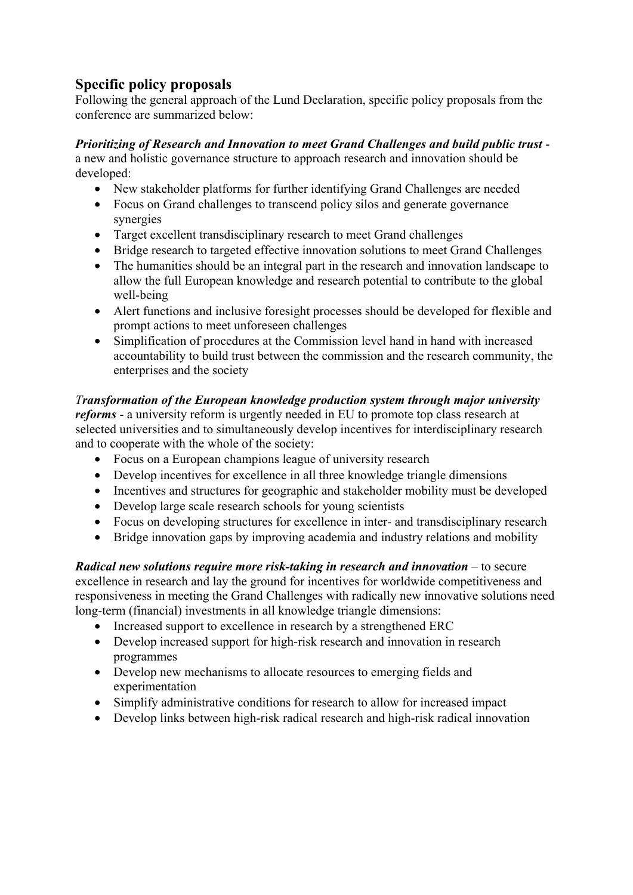## Specific policy proposals

Following the general approach of the Lund Declaration, specific policy proposals from the conference are summarized below:

***Prioritizing of Research and Innovation to meet Grand Challenges and build public trust*** - a new and holistic governance structure to approach research and innovation should be developed:

- New stakeholder platforms for further identifying Grand Challenges are needed
- Focus on Grand challenges to transcend policy silos and generate governance synergies
- Target excellent transdisciplinary research to meet Grand challenges
- Bridge research to targeted effective innovation solutions to meet Grand Challenges
- The humanities should be an integral part in the research and innovation landscape to allow the full European knowledge and research potential to contribute to the global well-being
- Alert functions and inclusive foresight processes should be developed for flexible and prompt actions to meet unforeseen challenges
- Simplification of procedures at the Commission level hand in hand with increased accountability to build trust between the commission and the research community, the enterprises and the society

***Transformation of the European knowledge production system through major university reforms*** - a university reform is urgently needed in EU to promote top class research at selected universities and to simultaneously develop incentives for interdisciplinary research and to cooperate with the whole of the society:

- Focus on a European champions league of university research
- Develop incentives for excellence in all three knowledge triangle dimensions
- Incentives and structures for geographic and stakeholder mobility must be developed
- Develop large scale research schools for young scientists
- Focus on developing structures for excellence in inter- and transdisciplinary research
- Bridge innovation gaps by improving academia and industry relations and mobility

***Radical new solutions require more risk-taking in research and innovation*** – to secure excellence in research and lay the ground for incentives for worldwide competitiveness and responsiveness in meeting the Grand Challenges with radically new innovative solutions need long-term (financial) investments in all knowledge triangle dimensions:

- Increased support to excellence in research by a strengthened ERC
- Develop increased support for high-risk research and innovation in research programmes
- Develop new mechanisms to allocate resources to emerging fields and experimentation
- Simplify administrative conditions for research to allow for increased impact
- Develop links between high-risk radical research and high-risk radical innovation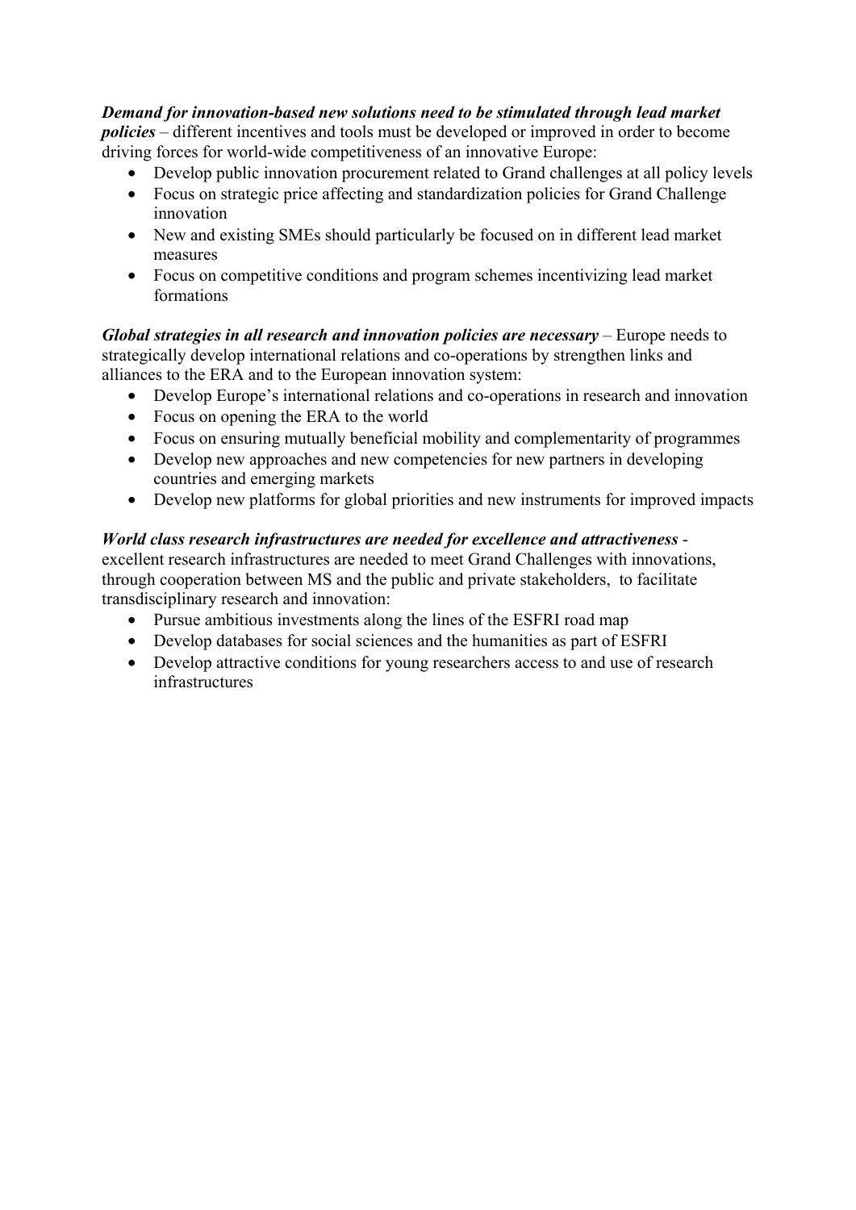***Demand for innovation-based new solutions need to be stimulated through lead market policies*** – different incentives and tools must be developed or improved in order to become driving forces for world-wide competitiveness of an innovative Europe:

- Develop public innovation procurement related to Grand challenges at all policy levels
- Focus on strategic price affecting and standardization policies for Grand Challenge innovation
- New and existing SMEs should particularly be focused on in different lead market measures
- Focus on competitive conditions and program schemes incentivizing lead market formations

***Global strategies in all research and innovation policies are necessary*** – Europe needs to strategically develop international relations and co-operations by strengthen links and alliances to the ERA and to the European innovation system:

- Develop Europe's international relations and co-operations in research and innovation
- Focus on opening the ERA to the world
- Focus on ensuring mutually beneficial mobility and complementarity of programmes
- Develop new approaches and new competencies for new partners in developing countries and emerging markets
- Develop new platforms for global priorities and new instruments for improved impacts

***World class research infrastructures are needed for excellence and attractiveness*** - excellent research infrastructures are needed to meet Grand Challenges with innovations, through cooperation between MS and the public and private stakeholders, to facilitate transdisciplinary research and innovation:

- Pursue ambitious investments along the lines of the ESFRI road map
- Develop databases for social sciences and the humanities as part of ESFRI
- Develop attractive conditions for young researchers access to and use of research infrastructures